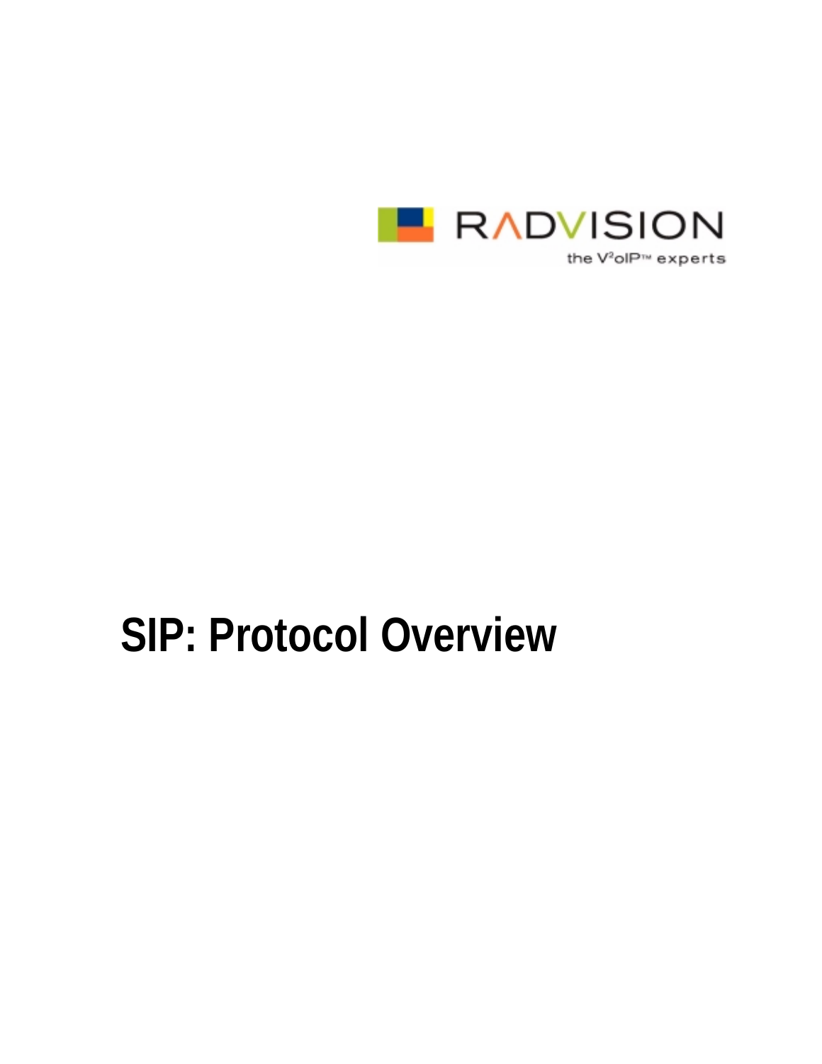RADVISION

the V²oIP™ experts

# SIP: Protocol Overview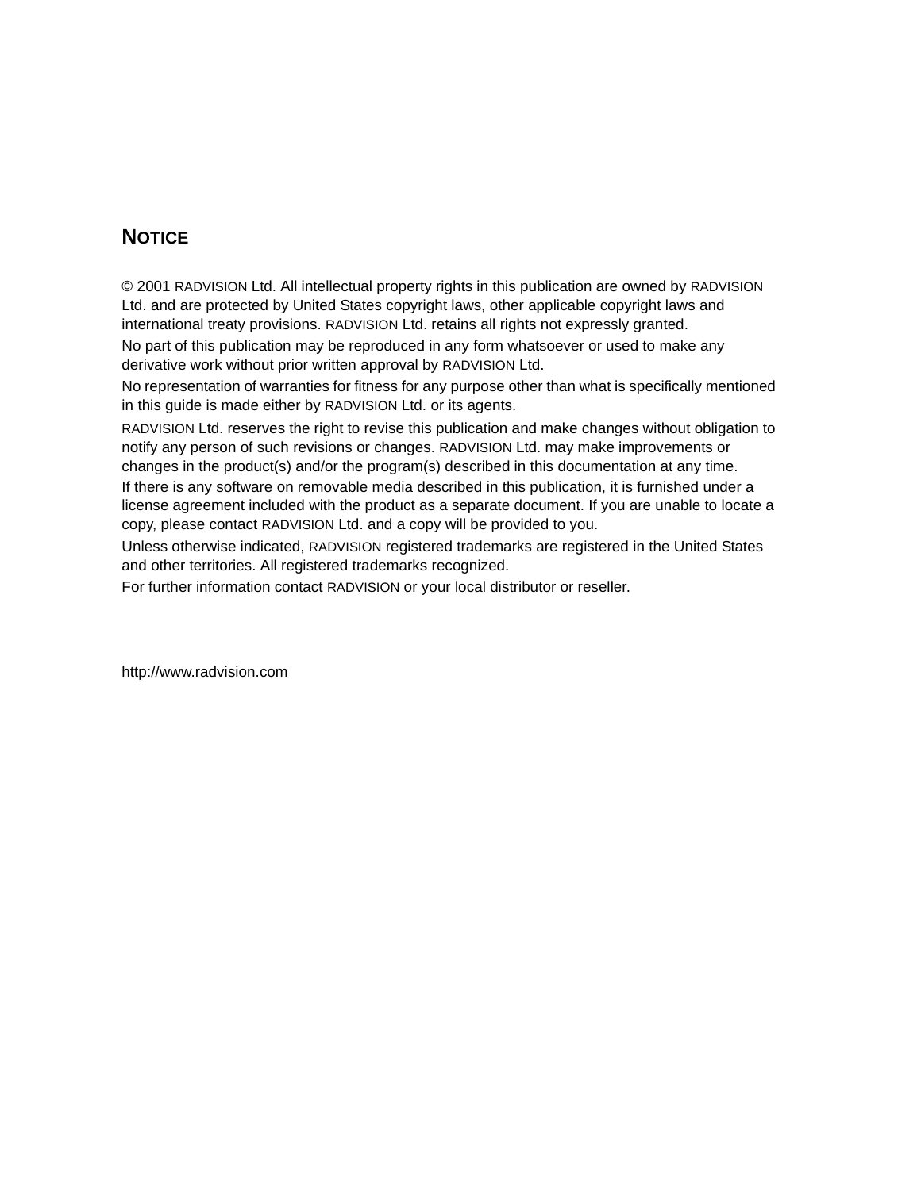## NOTICE

© 2001 RADVISION Ltd. All intellectual property rights in this publication are owned by RADVISION Ltd. and are protected by United States copyright laws, other applicable copyright laws and international treaty provisions. RADVISION Ltd. retains all rights not expressly granted.

No part of this publication may be reproduced in any form whatsoever or used to make any derivative work without prior written approval by RADVISION Ltd.

No representation of warranties for fitness for any purpose other than what is specifically mentioned in this guide is made either by RADVISION Ltd. or its agents.

RADVISION Ltd. reserves the right to revise this publication and make changes without obligation to notify any person of such revisions or changes. RADVISION Ltd. may make improvements or changes in the product(s) and/or the program(s) described in this documentation at any time.

If there is any software on removable media described in this publication, it is furnished under a license agreement included with the product as a separate document. If you are unable to locate a copy, please contact RADVISION Ltd. and a copy will be provided to you.

Unless otherwise indicated, RADVISION registered trademarks are registered in the United States and other territories. All registered trademarks recognized.

For further information contact RADVISION or your local distributor or reseller.

http://www.radvision.com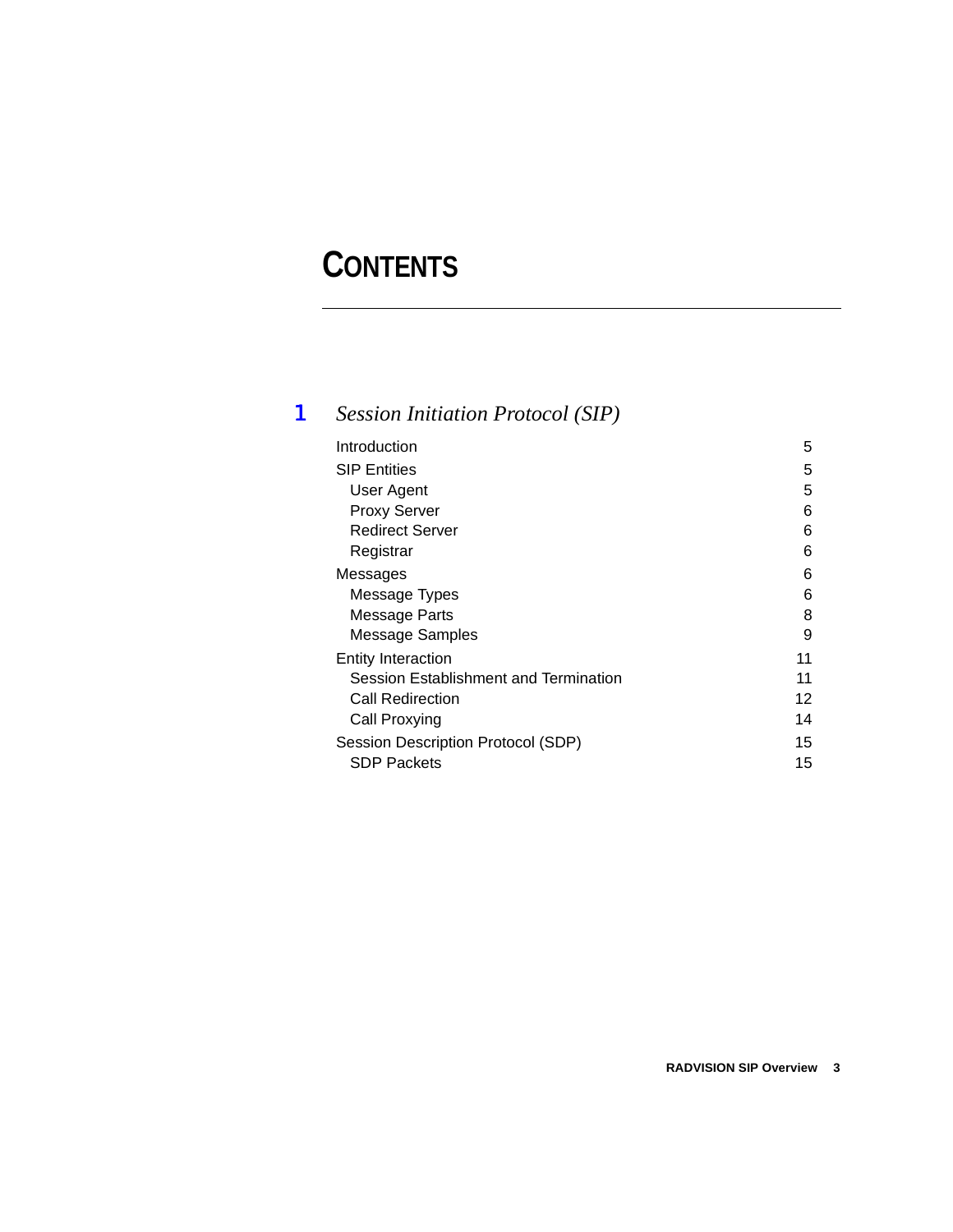# CONTENTS

## 1 *Session Initiation Protocol (SIP)*

| | |
|---|---|
| Introduction | 5 |
| SIP Entities | 5 |
| &nbsp;&nbsp;User Agent | 5 |
| &nbsp;&nbsp;Proxy Server | 6 |
| &nbsp;&nbsp;Redirect Server | 6 |
| &nbsp;&nbsp;Registrar | 6 |
| Messages | 6 |
| &nbsp;&nbsp;Message Types | 6 |
| &nbsp;&nbsp;Message Parts | 8 |
| &nbsp;&nbsp;Message Samples | 9 |
| Entity Interaction | 11 |
| &nbsp;&nbsp;Session Establishment and Termination | 11 |
| &nbsp;&nbsp;Call Redirection | 12 |
| &nbsp;&nbsp;Call Proxying | 14 |
| Session Description Protocol (SDP) | 15 |
| &nbsp;&nbsp;SDP Packets | 15 |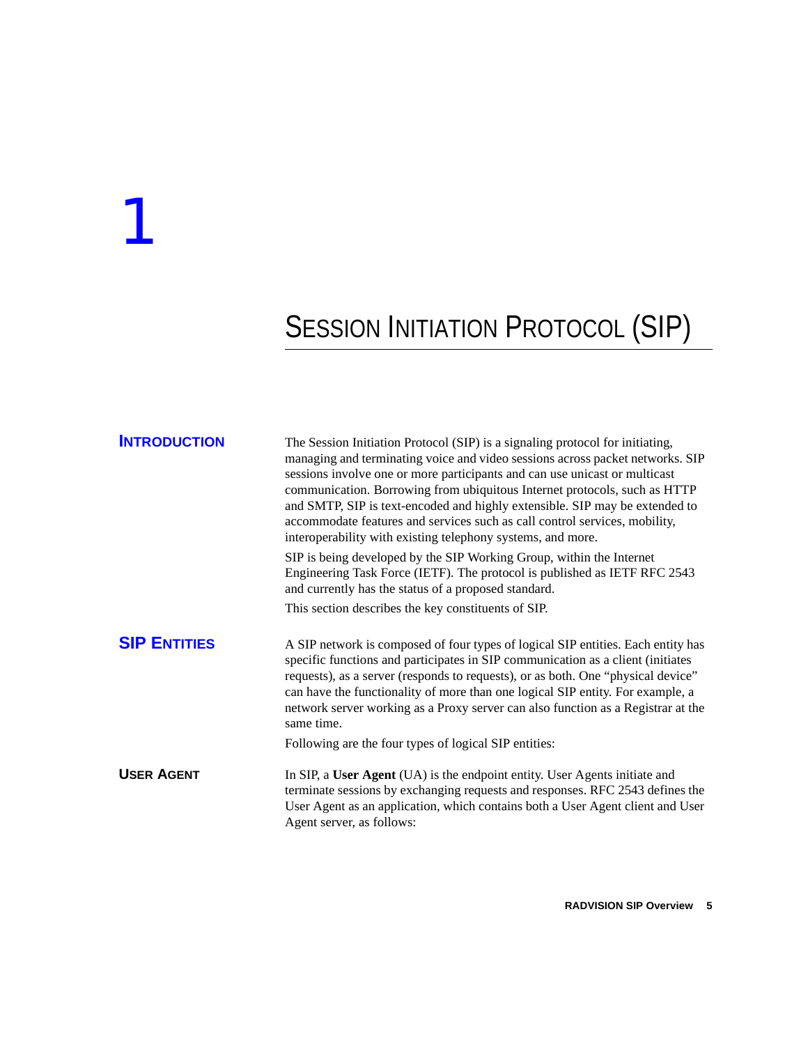# 1

# Session Initiation Protocol (SIP)

## Introduction

The Session Initiation Protocol (SIP) is a signaling protocol for initiating, managing and terminating voice and video sessions across packet networks. SIP sessions involve one or more participants and can use unicast or multicast communication. Borrowing from ubiquitous Internet protocols, such as HTTP and SMTP, SIP is text-encoded and highly extensible. SIP may be extended to accommodate features and services such as call control services, mobility, interoperability with existing telephony systems, and more.

SIP is being developed by the SIP Working Group, within the Internet Engineering Task Force (IETF). The protocol is published as IETF RFC 2543 and currently has the status of a proposed standard.

This section describes the key constituents of SIP.

## SIP Entities

A SIP network is composed of four types of logical SIP entities. Each entity has specific functions and participates in SIP communication as a client (initiates requests), as a server (responds to requests), or as both. One "physical device" can have the functionality of more than one logical SIP entity. For example, a network server working as a Proxy server can also function as a Registrar at the same time.

Following are the four types of logical SIP entities:

### User Agent

In SIP, a **User Agent** (UA) is the endpoint entity. User Agents initiate and terminate sessions by exchanging requests and responses. RFC 2543 defines the User Agent as an application, which contains both a User Agent client and User Agent server, as follows: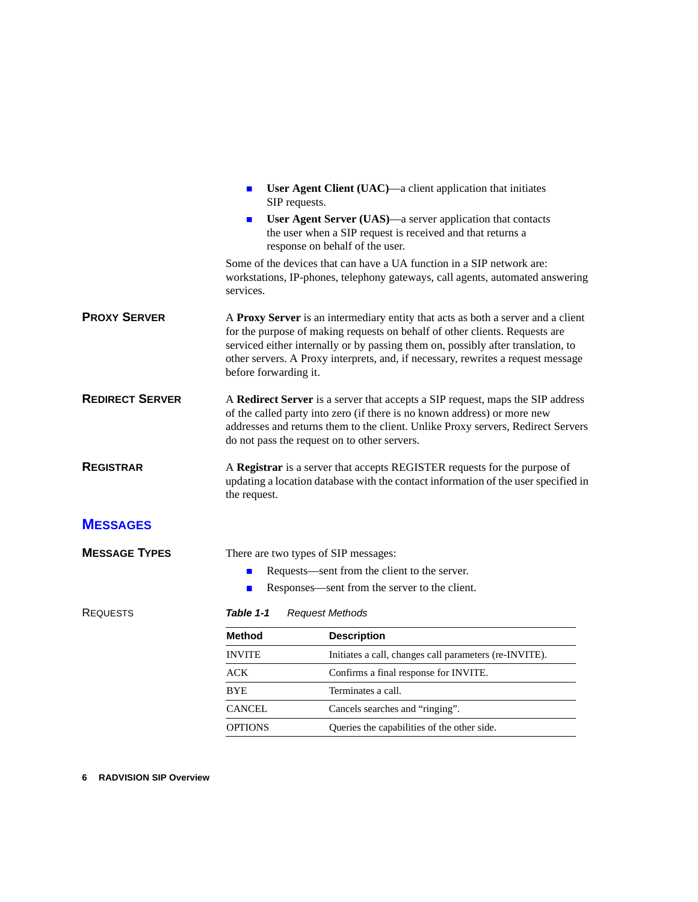- **User Agent Client (UAC)**—a client application that initiates SIP requests.
- **User Agent Server (UAS)**—a server application that contacts the user when a SIP request is received and that returns a response on behalf of the user.

Some of the devices that can have a UA function in a SIP network are: workstations, IP-phones, telephony gateways, call agents, automated answering services.

### Proxy Server

A **Proxy Server** is an intermediary entity that acts as both a server and a client for the purpose of making requests on behalf of other clients. Requests are serviced either internally or by passing them on, possibly after translation, to other servers. A Proxy interprets, and, if necessary, rewrites a request message before forwarding it.

### Redirect Server

A **Redirect Server** is a server that accepts a SIP request, maps the SIP address of the called party into zero (if there is no known address) or more new addresses and returns them to the client. Unlike Proxy servers, Redirect Servers do not pass the request on to other servers.

### Registrar

A **Registrar** is a server that accepts REGISTER requests for the purpose of updating a location database with the contact information of the user specified in the request.

## Messages

### Message Types

There are two types of SIP messages:

- Requests—sent from the client to the server.
- Responses—sent from the server to the client.

#### Requests

***Table 1-1*** *Request Methods*

| Method | Description |
|---|---|
| INVITE | Initiates a call, changes call parameters (re-INVITE). |
| ACK | Confirms a final response for INVITE. |
| BYE | Terminates a call. |
| CANCEL | Cancels searches and “ringing”. |
| OPTIONS | Queries the capabilities of the other side. |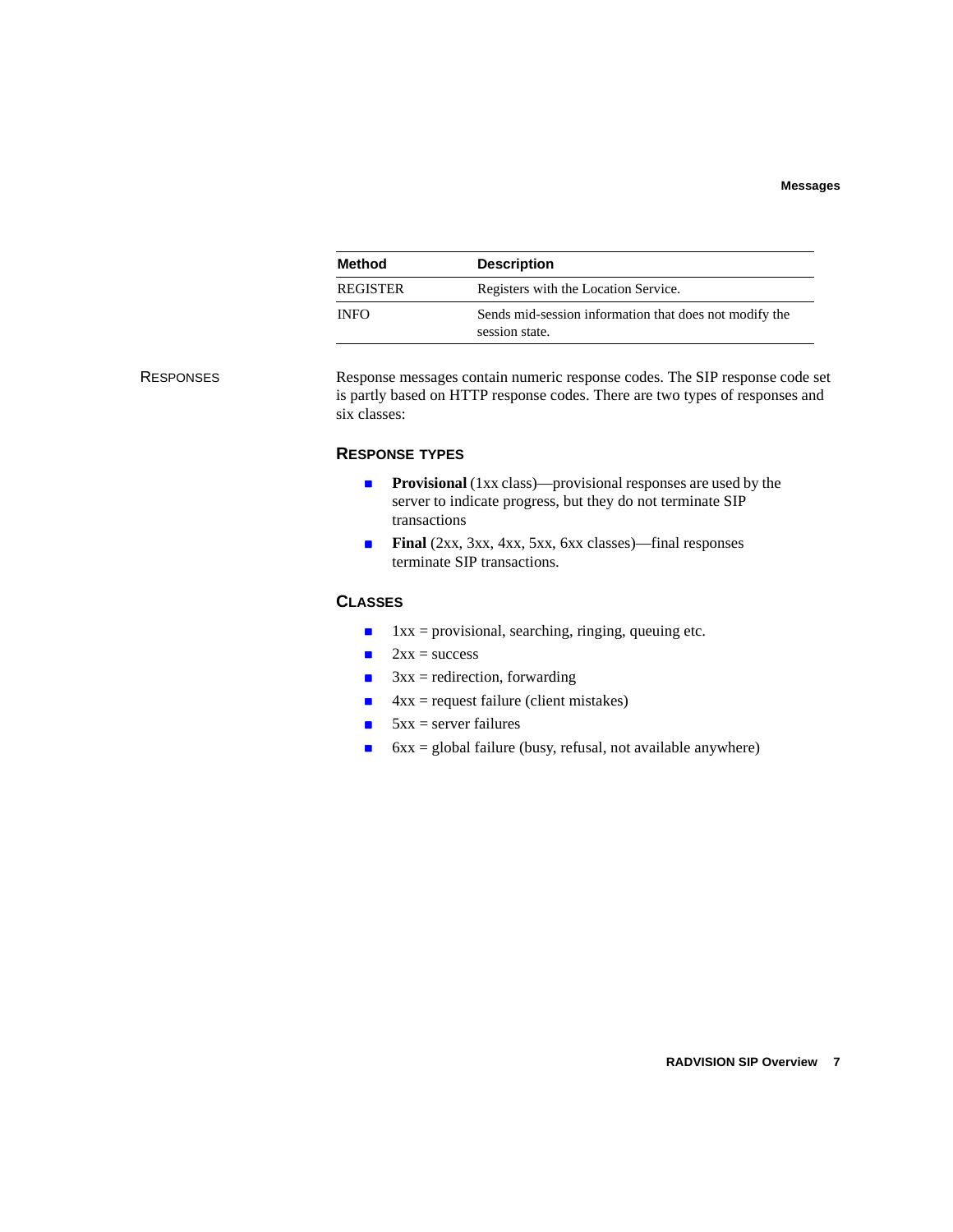| Method | Description |
| --- | --- |
| REGISTER | Registers with the Location Service. |
| INFO | Sends mid-session information that does not modify the session state. |

## Responses

Response messages contain numeric response codes. The SIP response code set is partly based on HTTP response codes. There are two types of responses and six classes:

### Response types

- **Provisional** (1xx class)—provisional responses are used by the server to indicate progress, but they do not terminate SIP transactions
- **Final** (2xx, 3xx, 4xx, 5xx, 6xx classes)—final responses terminate SIP transactions.

### Classes

- 1xx = provisional, searching, ringing, queuing etc.
- 2xx = success
- 3xx = redirection, forwarding
- 4xx = request failure (client mistakes)
- 5xx = server failures
- 6xx = global failure (busy, refusal, not available anywhere)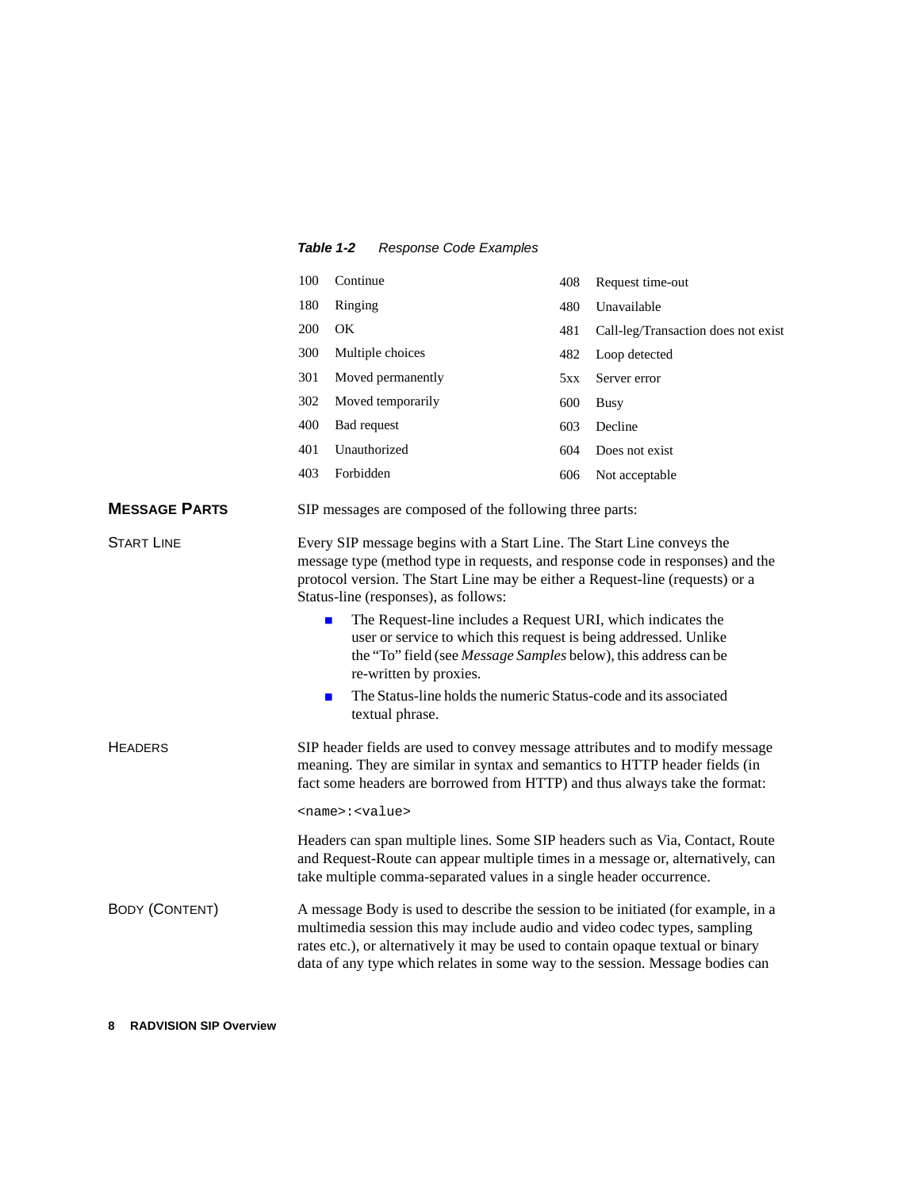***Table 1-2*** *Response Code Examples*

| Code | Description | Code | Description |
|---|---|---|---|
| 100 | Continue | 408 | Request time-out |
| 180 | Ringing | 480 | Unavailable |
| 200 | OK | 481 | Call-leg/Transaction does not exist |
| 300 | Multiple choices | 482 | Loop detected |
| 301 | Moved permanently | 5xx | Server error |
| 302 | Moved temporarily | 600 | Busy |
| 400 | Bad request | 603 | Decline |
| 401 | Unauthorized | 604 | Does not exist |
| 403 | Forbidden | 606 | Not acceptable |

## MESSAGE PARTS

SIP messages are composed of the following three parts:

### START LINE

Every SIP message begins with a Start Line. The Start Line conveys the message type (method type in requests, and response code in responses) and the protocol version. The Start Line may be either a Request-line (requests) or a Status-line (responses), as follows:

- The Request-line includes a Request URI, which indicates the user or service to which this request is being addressed. Unlike the "To" field (see *Message Samples* below), this address can be re-written by proxies.
- The Status-line holds the numeric Status-code and its associated textual phrase.

### HEADERS

SIP header fields are used to convey message attributes and to modify message meaning. They are similar in syntax and semantics to HTTP header fields (in fact some headers are borrowed from HTTP) and thus always take the format:

```
<name>:<value>
```

Headers can span multiple lines. Some SIP headers such as Via, Contact, Route and Request-Route can appear multiple times in a message or, alternatively, can take multiple comma-separated values in a single header occurrence.

### BODY (CONTENT)

A message Body is used to describe the session to be initiated (for example, in a multimedia session this may include audio and video codec types, sampling rates etc.), or alternatively it may be used to contain opaque textual or binary data of any type which relates in some way to the session. Message bodies can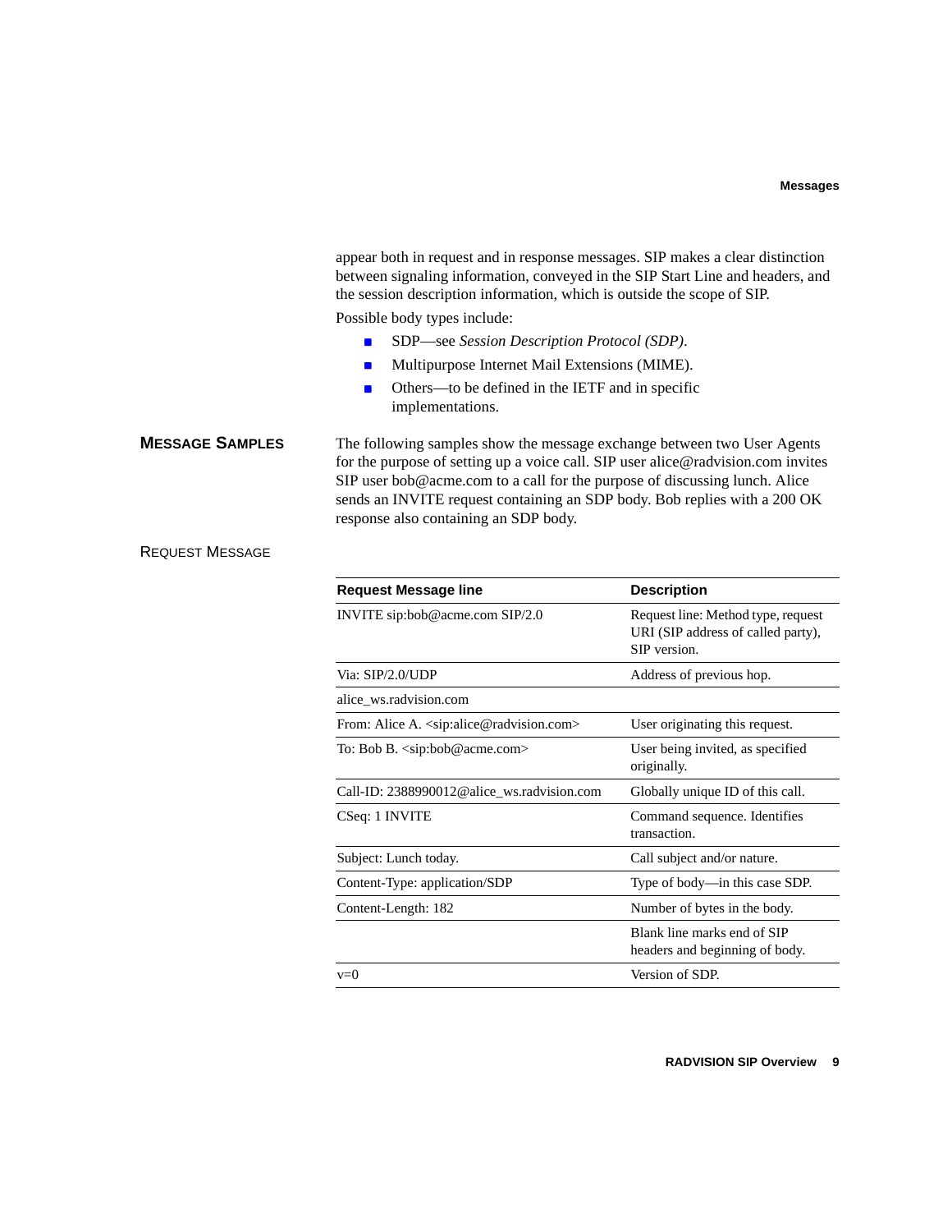appear both in request and in response messages. SIP makes a clear distinction between signaling information, conveyed in the SIP Start Line and headers, and the session description information, which is outside the scope of SIP.

Possible body types include:

- SDP—see *Session Description Protocol (SDP)*.
- Multipurpose Internet Mail Extensions (MIME).
- Others—to be defined in the IETF and in specific implementations.

## Message Samples

The following samples show the message exchange between two User Agents for the purpose of setting up a voice call. SIP user alice@radvision.com invites SIP user bob@acme.com to a call for the purpose of discussing lunch. Alice sends an INVITE request containing an SDP body. Bob replies with a 200 OK response also containing an SDP body.

### Request Message

| Request Message line | Description |
|---|---|
| INVITE sip:bob@acme.com SIP/2.0 | Request line: Method type, request URI (SIP address of called party), SIP version. |
| Via: SIP/2.0/UDP | Address of previous hop. |
| alice_ws.radvision.com | |
| From: Alice A. <sip:alice@radvision.com> | User originating this request. |
| To: Bob B. <sip:bob@acme.com> | User being invited, as specified originally. |
| Call-ID: 2388990012@alice_ws.radvision.com | Globally unique ID of this call. |
| CSeq: 1 INVITE | Command sequence. Identifies transaction. |
| Subject: Lunch today. | Call subject and/or nature. |
| Content-Type: application/SDP | Type of body—in this case SDP. |
| Content-Length: 182 | Number of bytes in the body. |
| | Blank line marks end of SIP headers and beginning of body. |
| v=0 | Version of SDP. |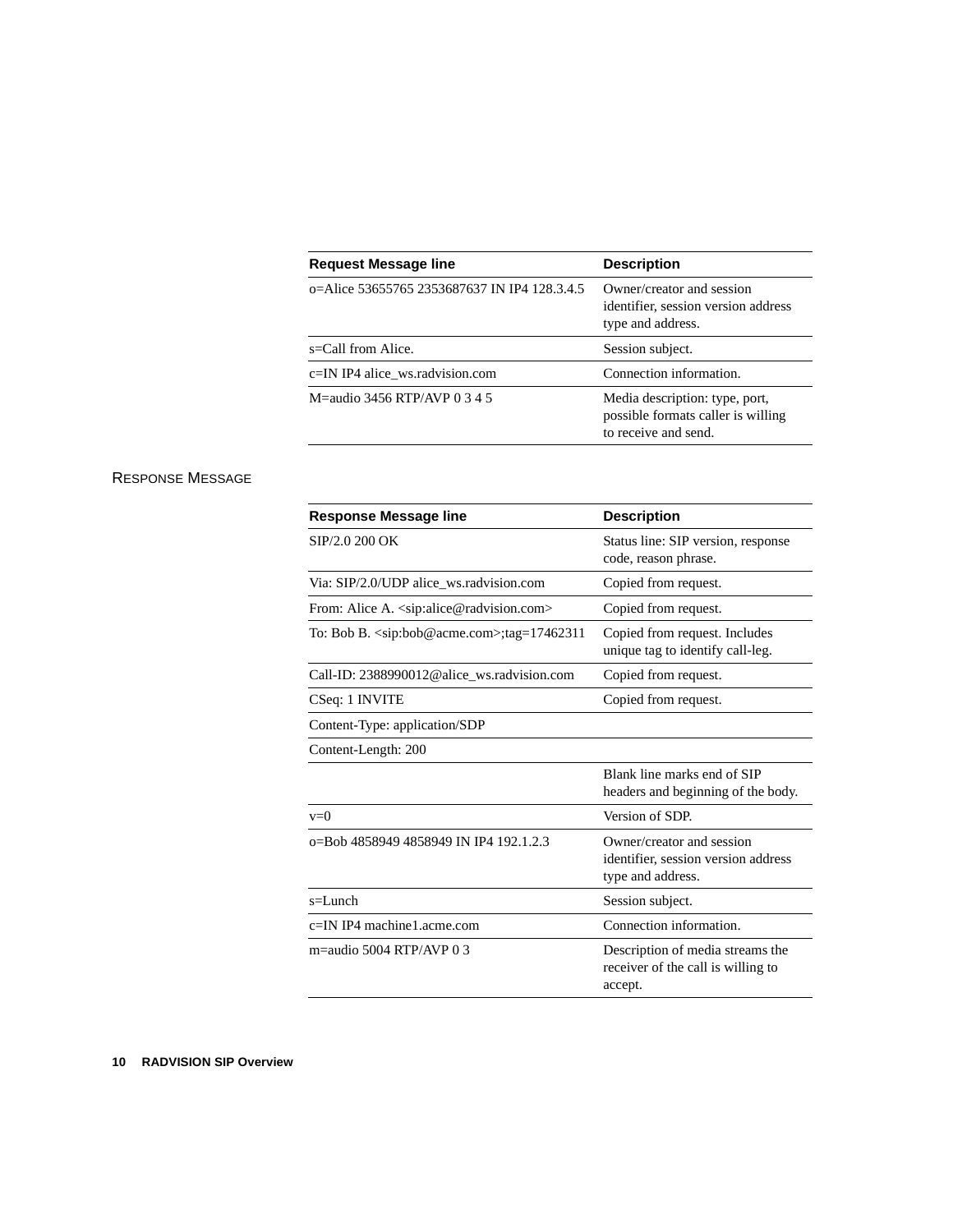| Request Message line | Description |
| --- | --- |
| o=Alice 53655765 2353687637 IN IP4 128.3.4.5 | Owner/creator and session identifier, session version address type and address. |
| s=Call from Alice. | Session subject. |
| c=IN IP4 alice_ws.radvision.com | Connection information. |
| M=audio 3456 RTP/AVP 0 3 4 5 | Media description: type, port, possible formats caller is willing to receive and send. |

### Response Message

| Response Message line | Description |
| --- | --- |
| SIP/2.0 200 OK | Status line: SIP version, response code, reason phrase. |
| Via: SIP/2.0/UDP alice_ws.radvision.com | Copied from request. |
| From: Alice A. <sip:alice@radvision.com> | Copied from request. |
| To: Bob B. <sip:bob@acme.com>;tag=17462311 | Copied from request. Includes unique tag to identify call-leg. |
| Call-ID: 2388990012@alice_ws.radvision.com | Copied from request. |
| CSeq: 1 INVITE | Copied from request. |
| Content-Type: application/SDP | |
| Content-Length: 200 | |
| | Blank line marks end of SIP headers and beginning of the body. |
| v=0 | Version of SDP. |
| o=Bob 4858949 4858949 IN IP4 192.1.2.3 | Owner/creator and session identifier, session version address type and address. |
| s=Lunch | Session subject. |
| c=IN IP4 machine1.acme.com | Connection information. |
| m=audio 5004 RTP/AVP 0 3 | Description of media streams the receiver of the call is willing to accept. |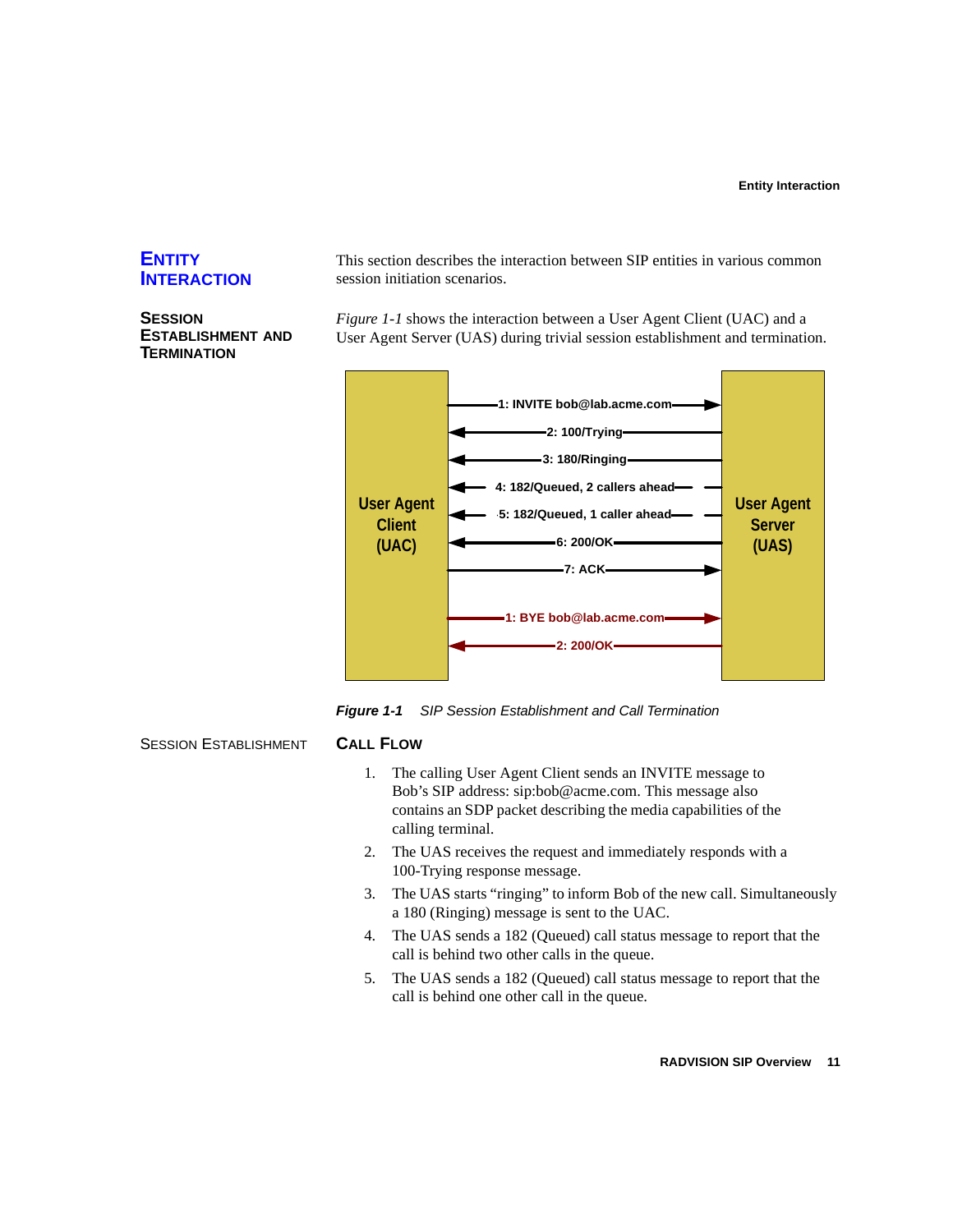## Entity Interaction

This section describes the interaction between SIP entities in various common session initiation scenarios.

### Session Establishment and Termination

*Figure 1-1* shows the interaction between a User Agent Client (UAC) and a User Agent Server (UAS) during trivial session establishment and termination.

User Agent Client (UAC)

User Agent Server (UAS)

1: INVITE bob@lab.acme.com

2: 100/Trying

3: 180/Ringing

4: 182/Queued, 2 callers ahead

5: 182/Queued, 1 caller ahead

6: 200/OK

7: ACK

1: BYE bob@lab.acme.com

2: 200/OK

***Figure 1-1*** *SIP Session Establishment and Call Termination*

#### Session Establishment

### Call Flow

1. The calling User Agent Client sends an INVITE message to Bob's SIP address: sip:bob@acme.com. This message also contains an SDP packet describing the media capabilities of the calling terminal.
2. The UAS receives the request and immediately responds with a 100-Trying response message.
3. The UAS starts "ringing" to inform Bob of the new call. Simultaneously a 180 (Ringing) message is sent to the UAC.
4. The UAS sends a 182 (Queued) call status message to report that the call is behind two other calls in the queue.
5. The UAS sends a 182 (Queued) call status message to report that the call is behind one other call in the queue.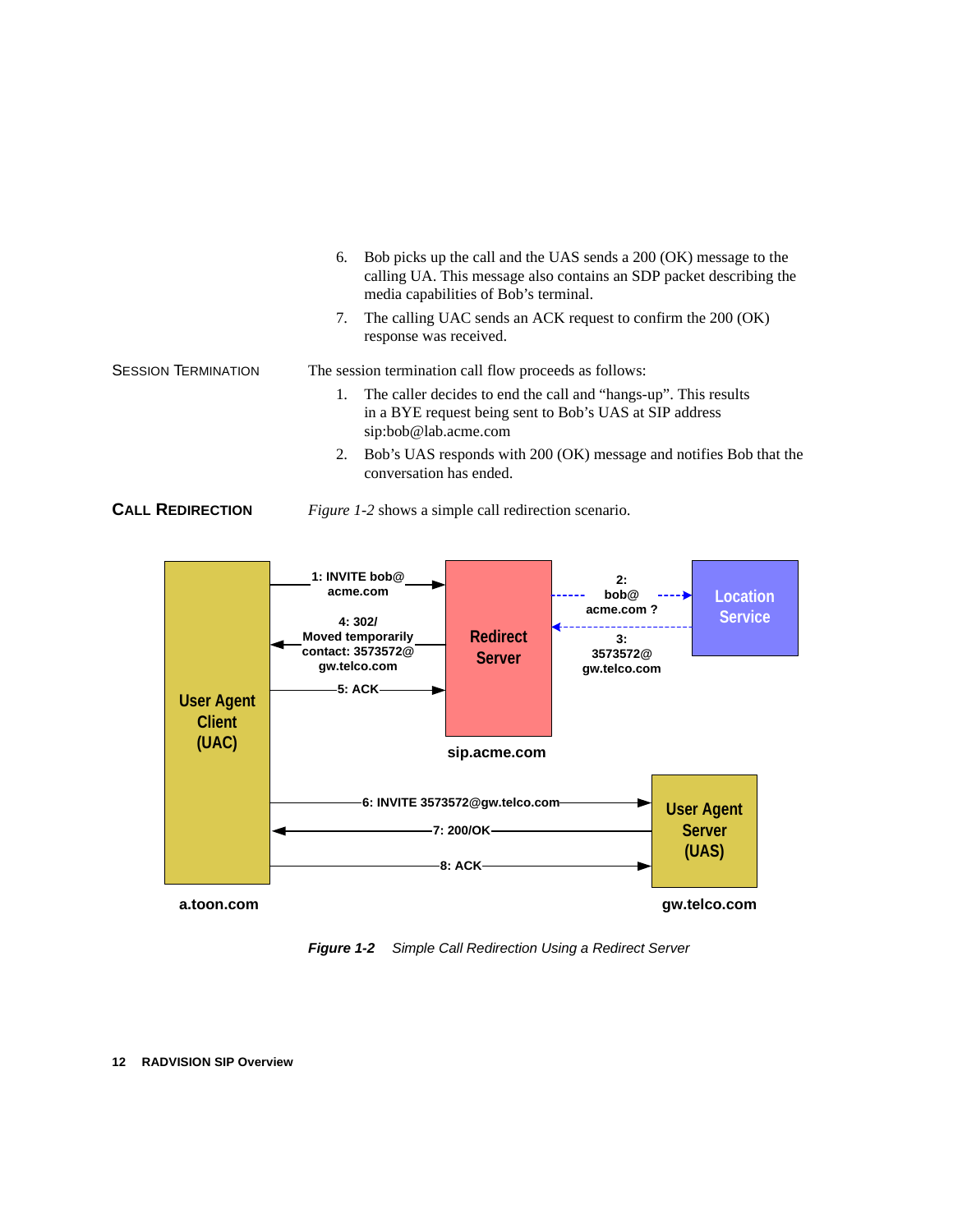6. Bob picks up the call and the UAS sends a 200 (OK) message to the calling UA. This message also contains an SDP packet describing the media capabilities of Bob's terminal.
7. The calling UAC sends an ACK request to confirm the 200 (OK) response was received.

### Session Termination

The session termination call flow proceeds as follows:

1. The caller decides to end the call and "hangs-up". This results in a BYE request being sent to Bob's UAS at SIP address sip:bob@lab.acme.com
2. Bob's UAS responds with 200 (OK) message and notifies Bob that the conversation has ended.

## Call Redirection

*Figure 1-2* shows a simple call redirection scenario.

User Agent Client (UAC) — a.toon.com

Redirect Server — sip.acme.com

Location Service

User Agent Server (UAS) — gw.telco.com

1: INVITE bob@acme.com

2: bob@acme.com ?

3: 3573572@gw.telco.com

4: 302/ Moved temporarily contact: 3573572@gw.telco.com

5: ACK

6: INVITE 3573572@gw.telco.com

7: 200/OK

8: ACK

***Figure 1-2*** *Simple Call Redirection Using a Redirect Server*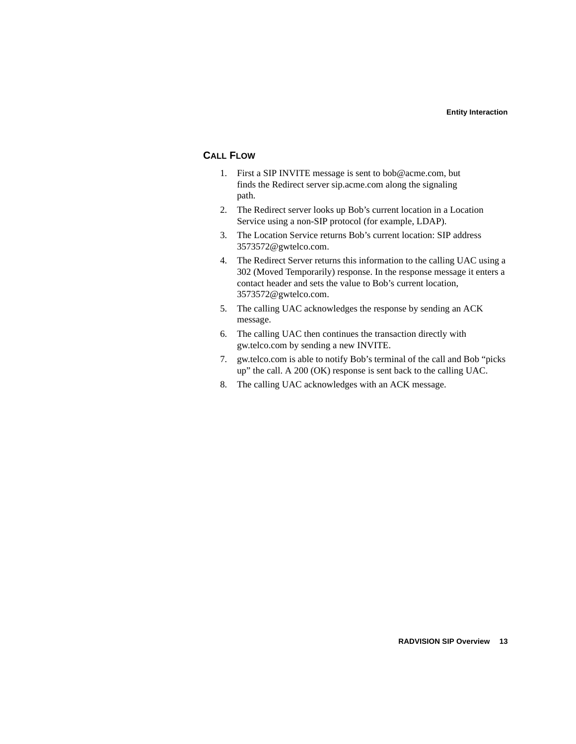## CALL FLOW

1. First a SIP INVITE message is sent to bob@acme.com, but finds the Redirect server sip.acme.com along the signaling path.
2. The Redirect server looks up Bob's current location in a Location Service using a non-SIP protocol (for example, LDAP).
3. The Location Service returns Bob's current location: SIP address 3573572@gwtelco.com.
4. The Redirect Server returns this information to the calling UAC using a 302 (Moved Temporarily) response. In the response message it enters a contact header and sets the value to Bob's current location, 3573572@gwtelco.com.
5. The calling UAC acknowledges the response by sending an ACK message.
6. The calling UAC then continues the transaction directly with gw.telco.com by sending a new INVITE.
7. gw.telco.com is able to notify Bob's terminal of the call and Bob "picks up" the call. A 200 (OK) response is sent back to the calling UAC.
8. The calling UAC acknowledges with an ACK message.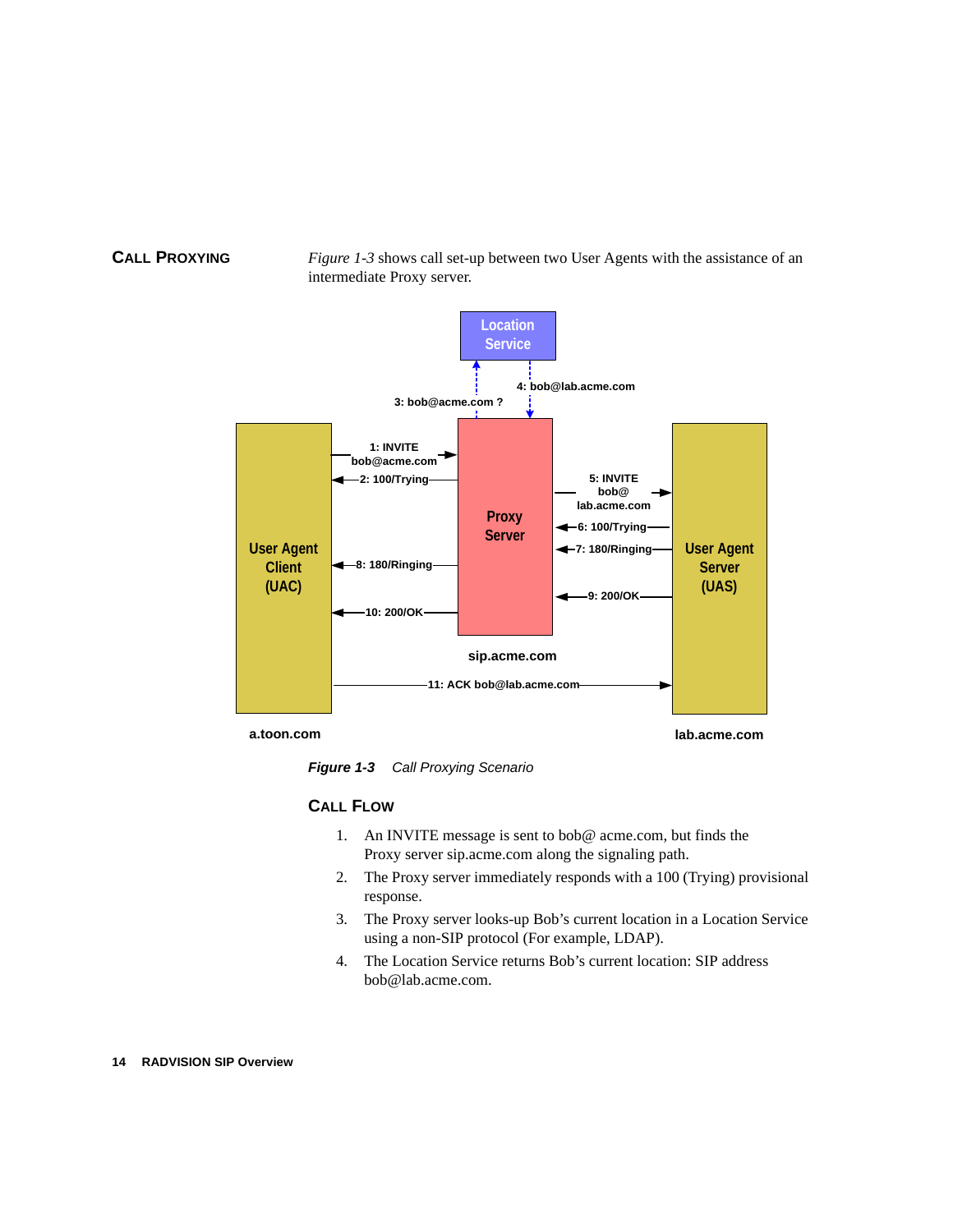## Call Proxying

*Figure 1-3* shows call set-up between two User Agents with the assistance of an intermediate Proxy server.

*Figure 1-3 Call Proxying Scenario*

### Call Flow

1. An INVITE message is sent to bob@ acme.com, but finds the Proxy server sip.acme.com along the signaling path.
2. The Proxy server immediately responds with a 100 (Trying) provisional response.
3. The Proxy server looks-up Bob's current location in a Location Service using a non-SIP protocol (For example, LDAP).
4. The Location Service returns Bob's current location: SIP address bob@lab.acme.com.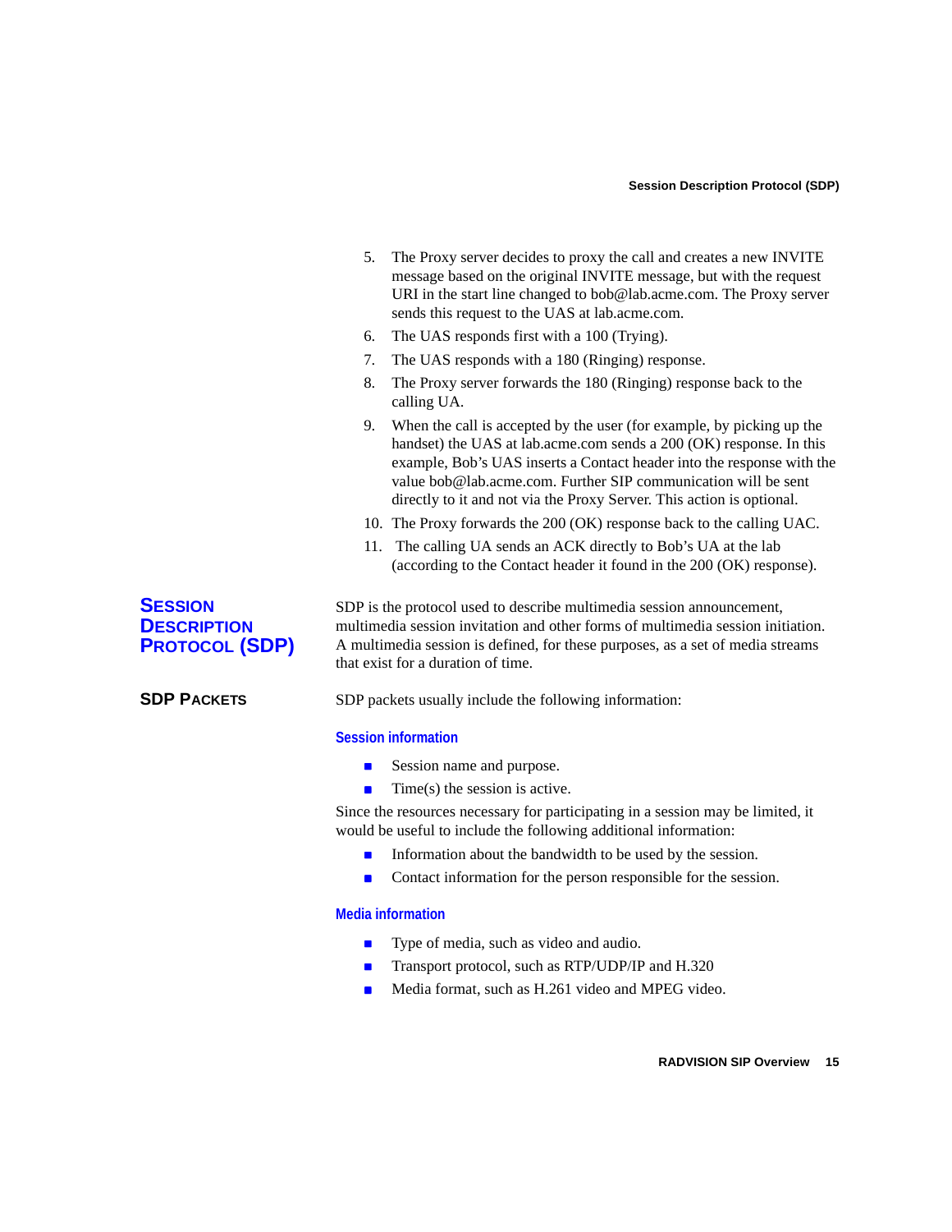5. The Proxy server decides to proxy the call and creates a new INVITE message based on the original INVITE message, but with the request URI in the start line changed to bob@lab.acme.com. The Proxy server sends this request to the UAS at lab.acme.com.
6. The UAS responds first with a 100 (Trying).
7. The UAS responds with a 180 (Ringing) response.
8. The Proxy server forwards the 180 (Ringing) response back to the calling UA.
9. When the call is accepted by the user (for example, by picking up the handset) the UAS at lab.acme.com sends a 200 (OK) response. In this example, Bob's UAS inserts a Contact header into the response with the value bob@lab.acme.com. Further SIP communication will be sent directly to it and not via the Proxy Server. This action is optional.
10. The Proxy forwards the 200 (OK) response back to the calling UAC.
11. The calling UA sends an ACK directly to Bob's UA at the lab (according to the Contact header it found in the 200 (OK) response).

## Session Description Protocol (SDP)

SDP is the protocol used to describe multimedia session announcement, multimedia session invitation and other forms of multimedia session initiation. A multimedia session is defined, for these purposes, as a set of media streams that exist for a duration of time.

### SDP Packets

SDP packets usually include the following information:

#### Session information

- Session name and purpose.
- Time(s) the session is active.

Since the resources necessary for participating in a session may be limited, it would be useful to include the following additional information:

- Information about the bandwidth to be used by the session.
- Contact information for the person responsible for the session.

#### Media information

- Type of media, such as video and audio.
- Transport protocol, such as RTP/UDP/IP and H.320
- Media format, such as H.261 video and MPEG video.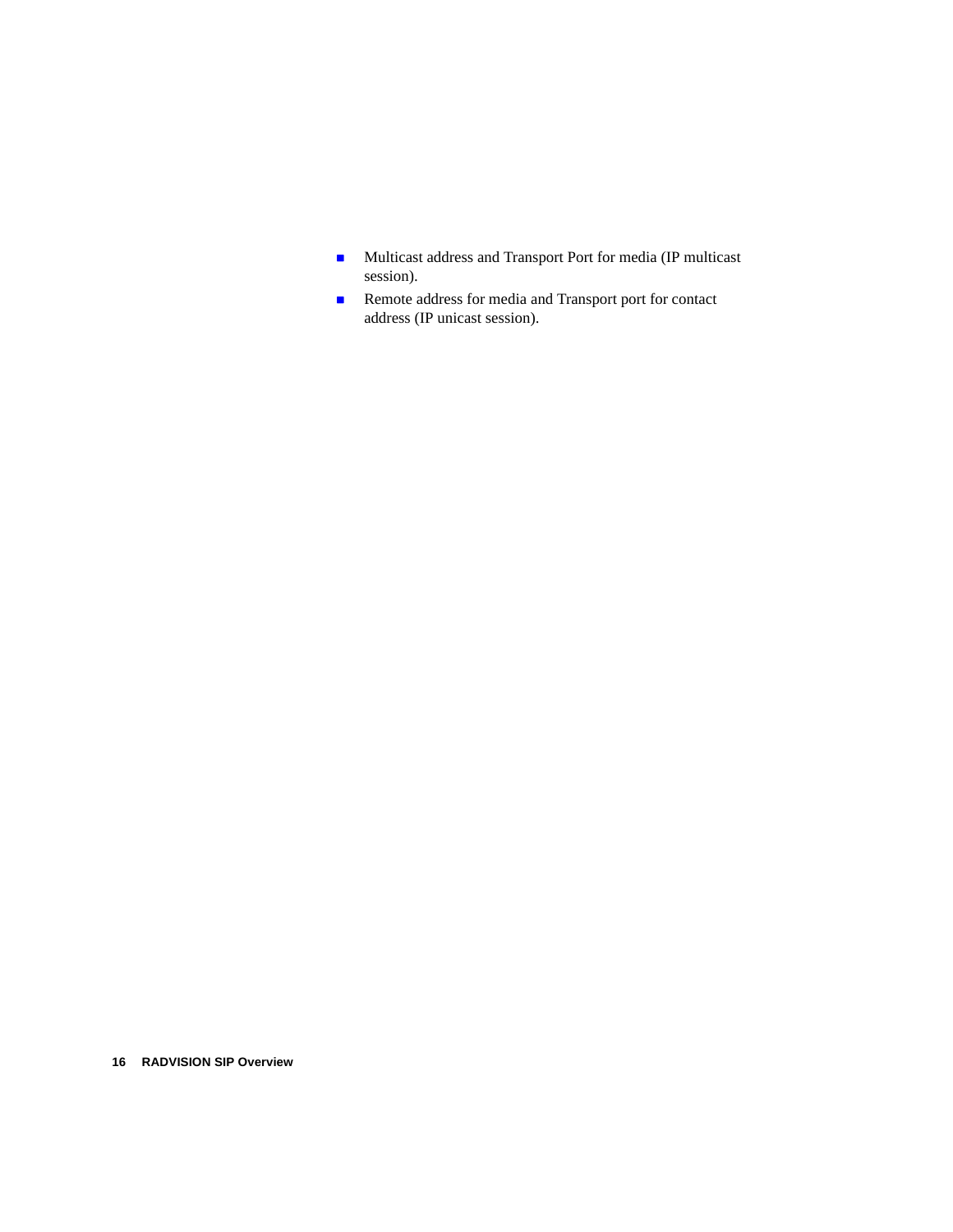- Multicast address and Transport Port for media (IP multicast session).
- Remote address for media and Transport port for contact address (IP unicast session).